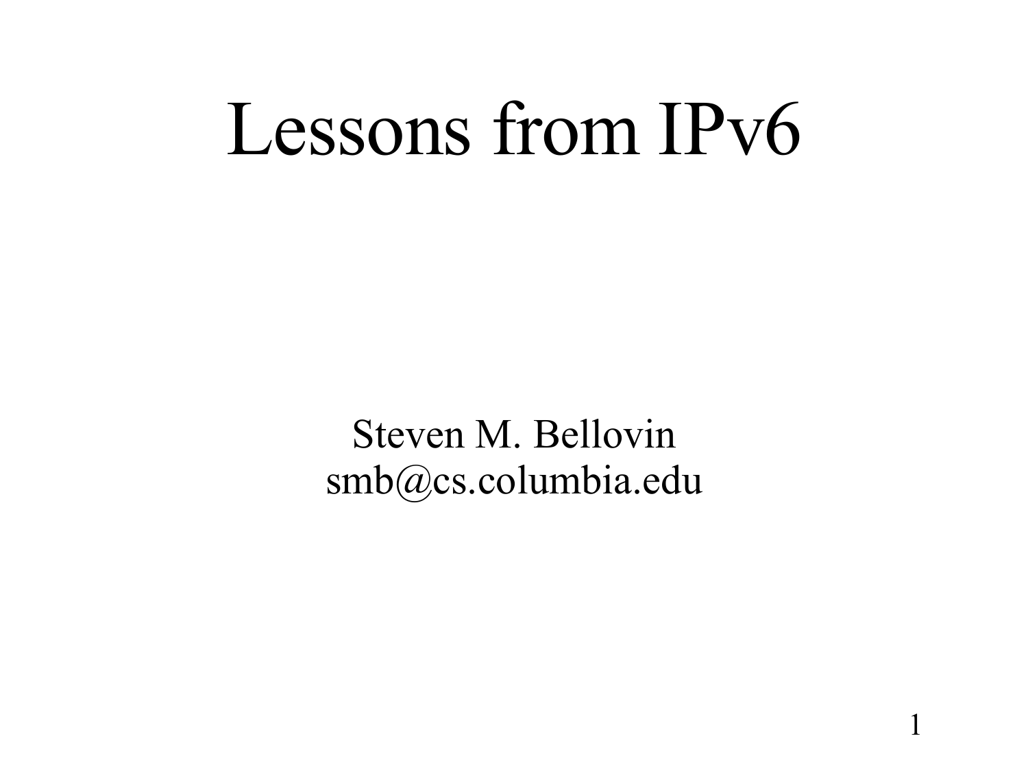# Lessons from IPv6

Steven M. Bellovin
smb@cs.columbia.edu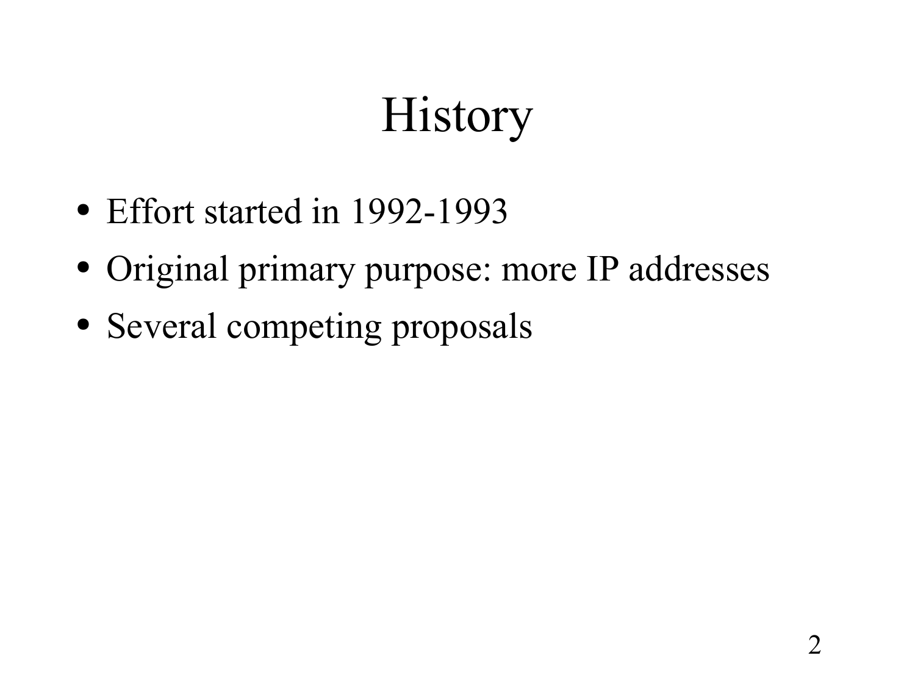# History

- Effort started in 1992-1993
- Original primary purpose: more IP addresses
- Several competing proposals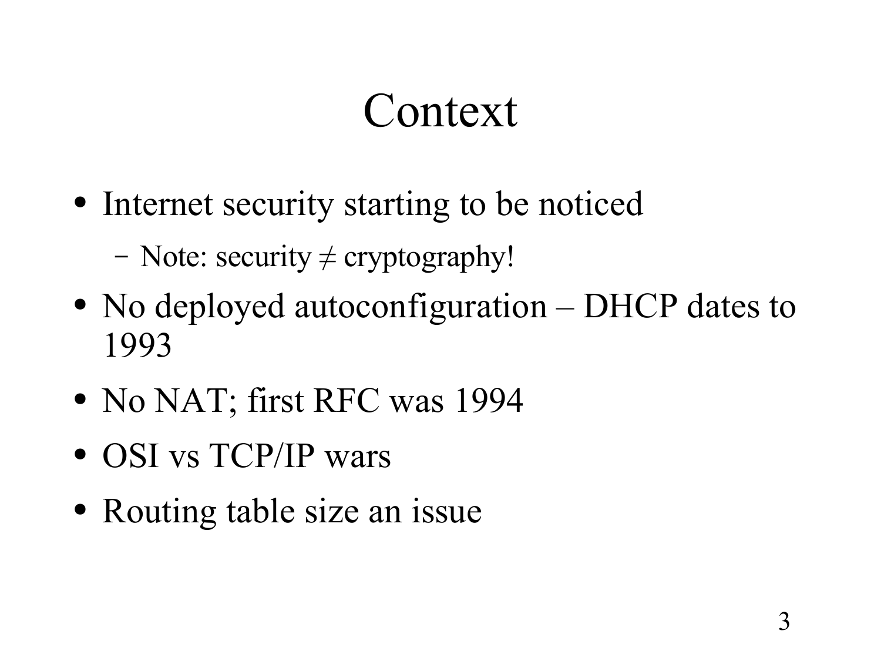# Context

- Internet security starting to be noticed
  - Note: security ≠ cryptography!
- No deployed autoconfiguration – DHCP dates to 1993
- No NAT; first RFC was 1994
- OSI vs TCP/IP wars
- Routing table size an issue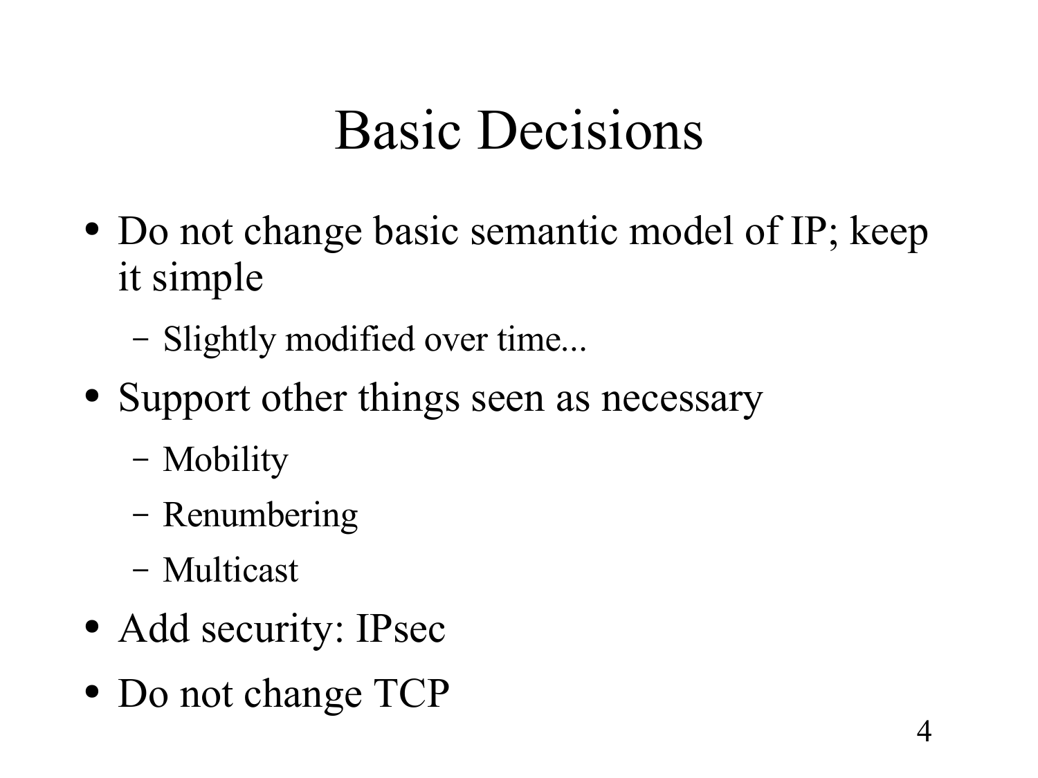# Basic Decisions

- Do not change basic semantic model of IP; keep it simple
  - Slightly modified over time...
- Support other things seen as necessary
  - Mobility
  - Renumbering
  - Multicast
- Add security: IPsec
- Do not change TCP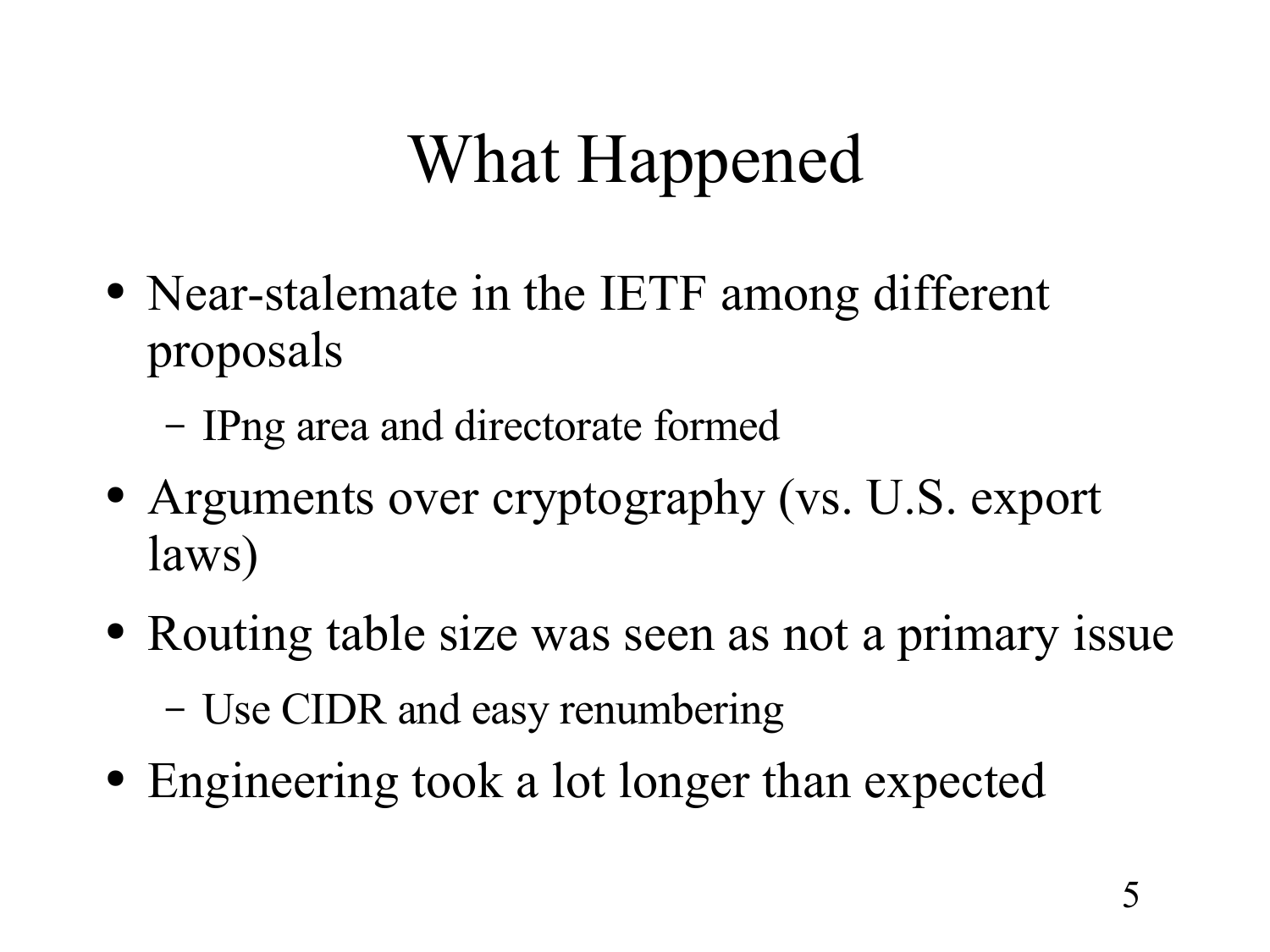# What Happened

- Near-stalemate in the IETF among different proposals
  - IPng area and directorate formed
- Arguments over cryptography (vs. U.S. export laws)
- Routing table size was seen as not a primary issue
  - Use CIDR and easy renumbering
- Engineering took a lot longer than expected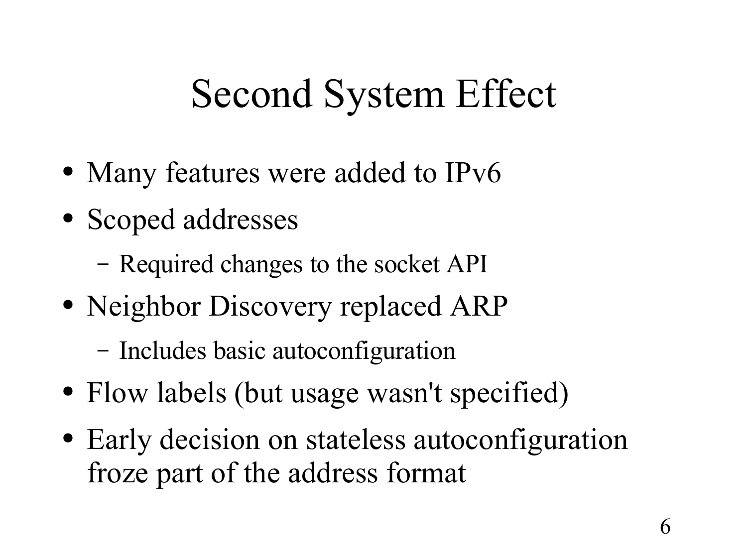# Second System Effect

- Many features were added to IPv6
- Scoped addresses
  - Required changes to the socket API
- Neighbor Discovery replaced ARP
  - Includes basic autoconfiguration
- Flow labels (but usage wasn't specified)
- Early decision on stateless autoconfiguration froze part of the address format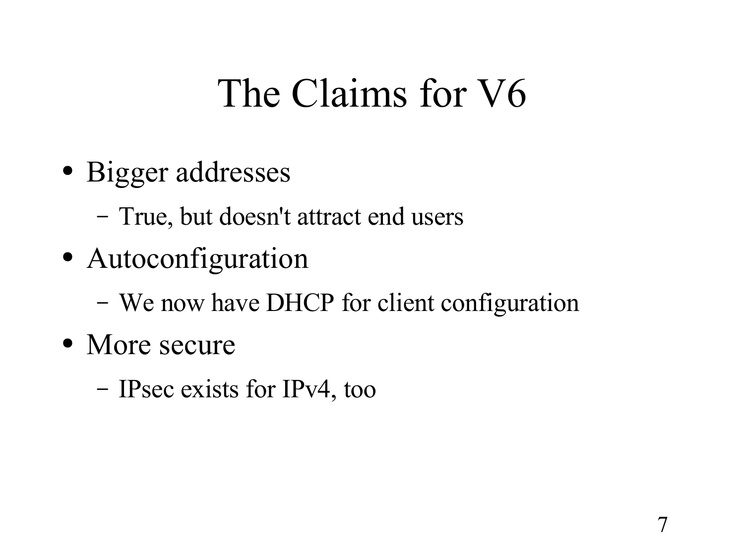# The Claims for V6

- Bigger addresses
  - True, but doesn't attract end users
- Autoconfiguration
  - We now have DHCP for client configuration
- More secure
  - IPsec exists for IPv4, too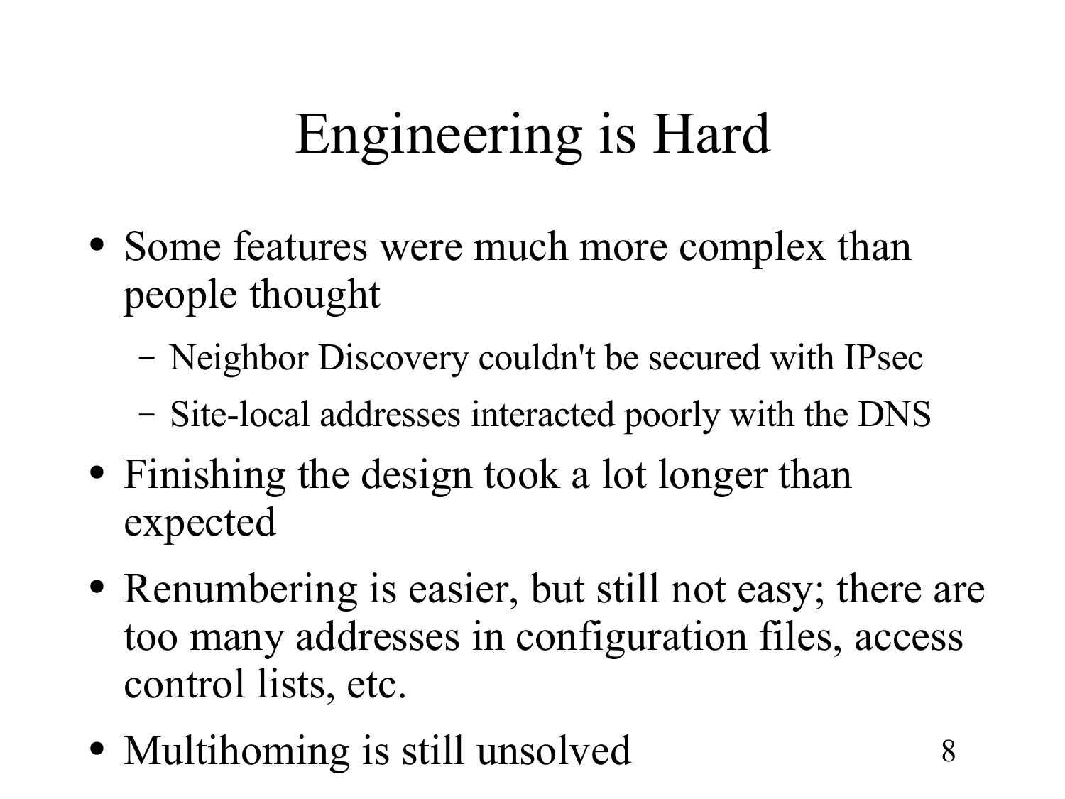# Engineering is Hard

- Some features were much more complex than people thought
  - Neighbor Discovery couldn't be secured with IPsec
  - Site-local addresses interacted poorly with the DNS
- Finishing the design took a lot longer than expected
- Renumbering is easier, but still not easy; there are too many addresses in configuration files, access control lists, etc.
- Multihoming is still unsolved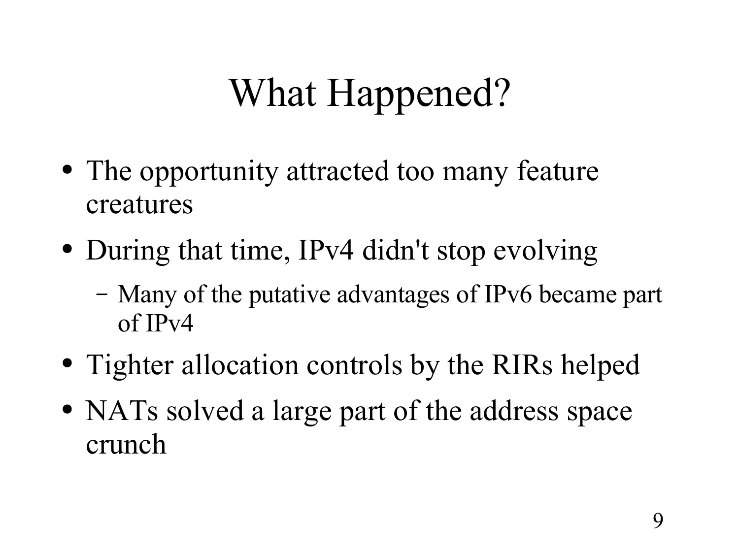# What Happened?

- The opportunity attracted too many feature creatures
- During that time, IPv4 didn't stop evolving
  - Many of the putative advantages of IPv6 became part of IPv4
- Tighter allocation controls by the RIRs helped
- NATs solved a large part of the address space crunch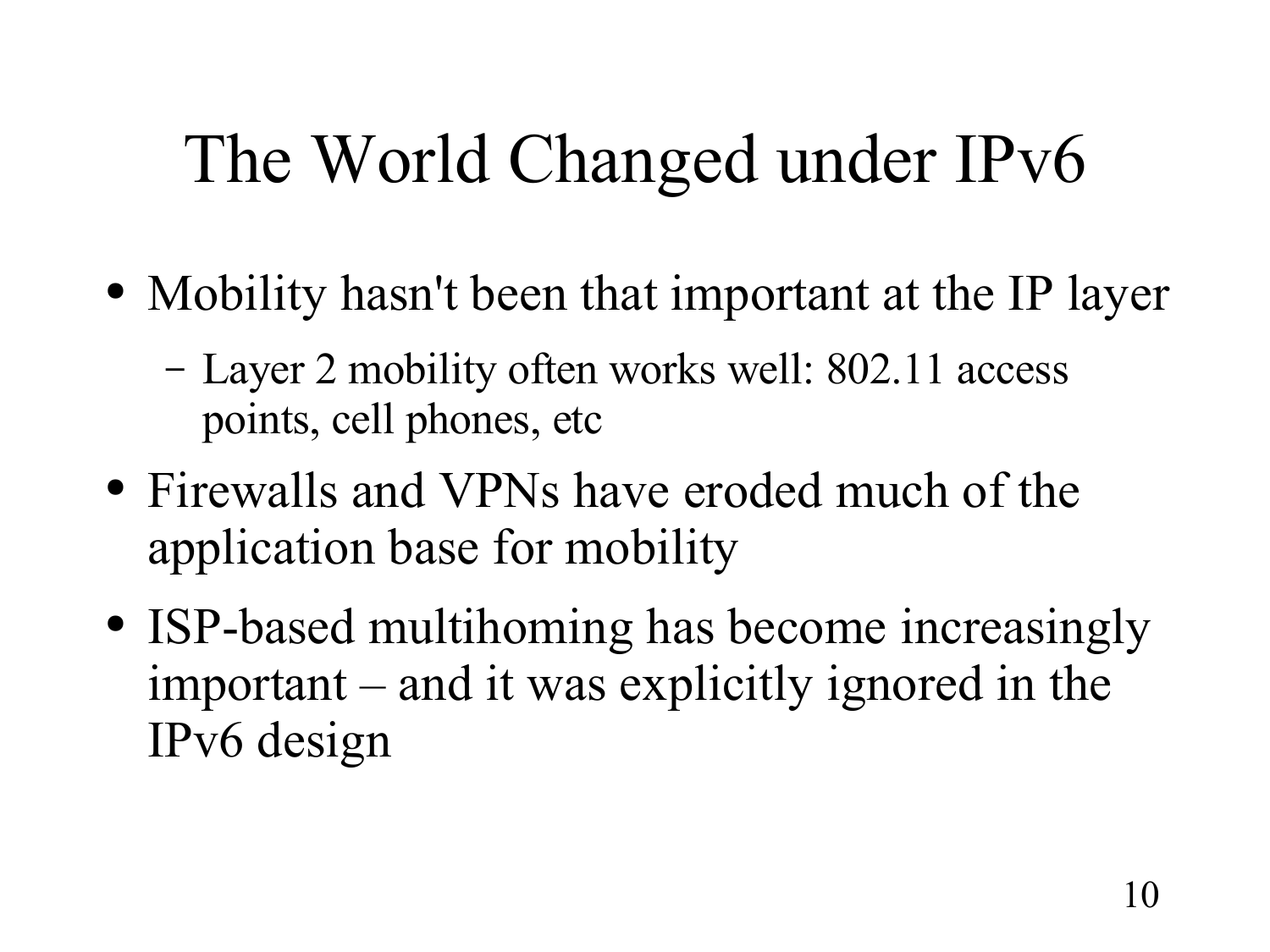# The World Changed under IPv6

- Mobility hasn't been that important at the IP layer
  - Layer 2 mobility often works well: 802.11 access points, cell phones, etc
- Firewalls and VPNs have eroded much of the application base for mobility
- ISP-based multihoming has become increasingly important – and it was explicitly ignored in the IPv6 design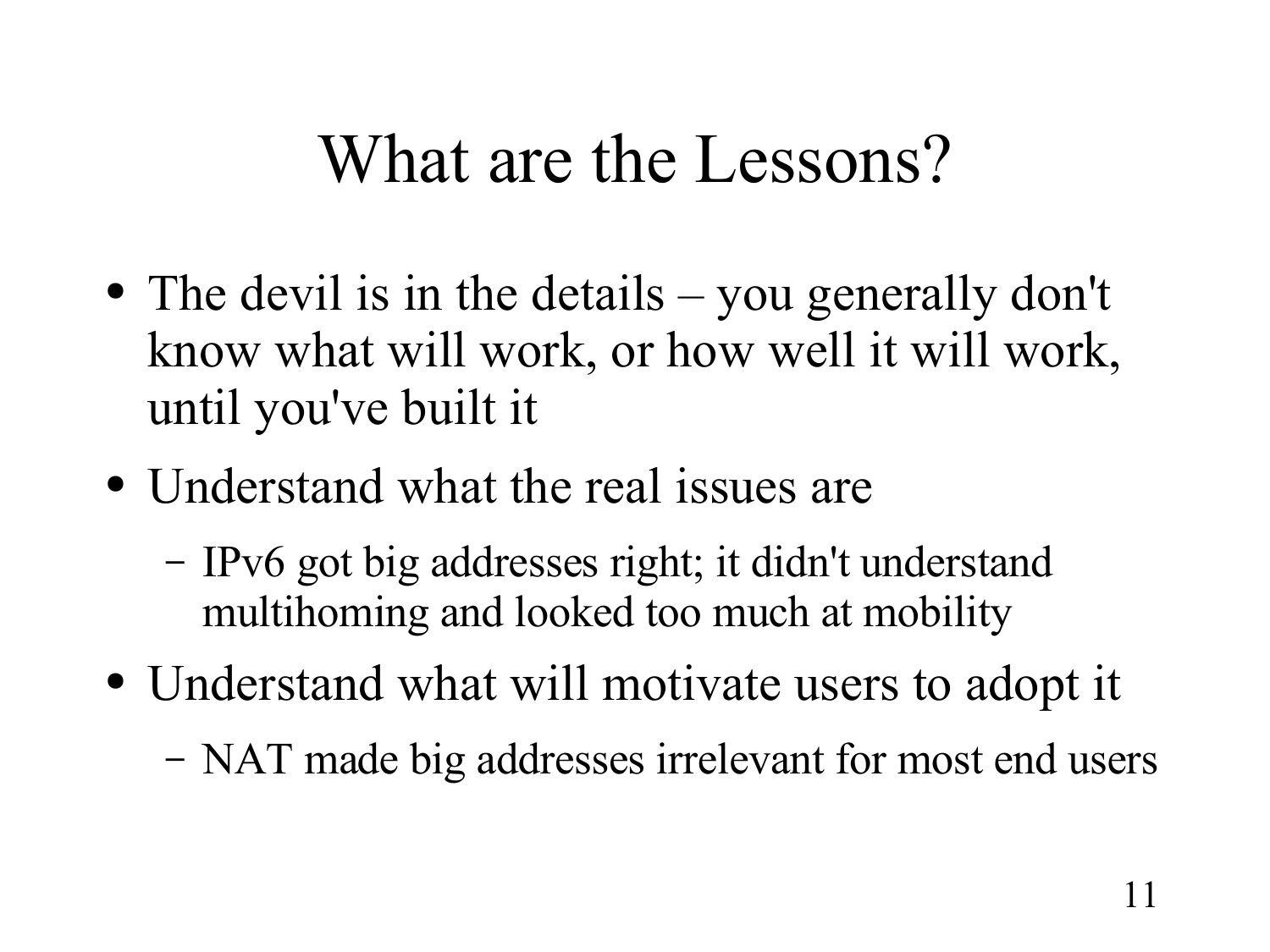# What are the Lessons?

- The devil is in the details – you generally don't know what will work, or how well it will work, until you've built it
- Understand what the real issues are
  - IPv6 got big addresses right; it didn't understand multihoming and looked too much at mobility
- Understand what will motivate users to adopt it
  - NAT made big addresses irrelevant for most end users